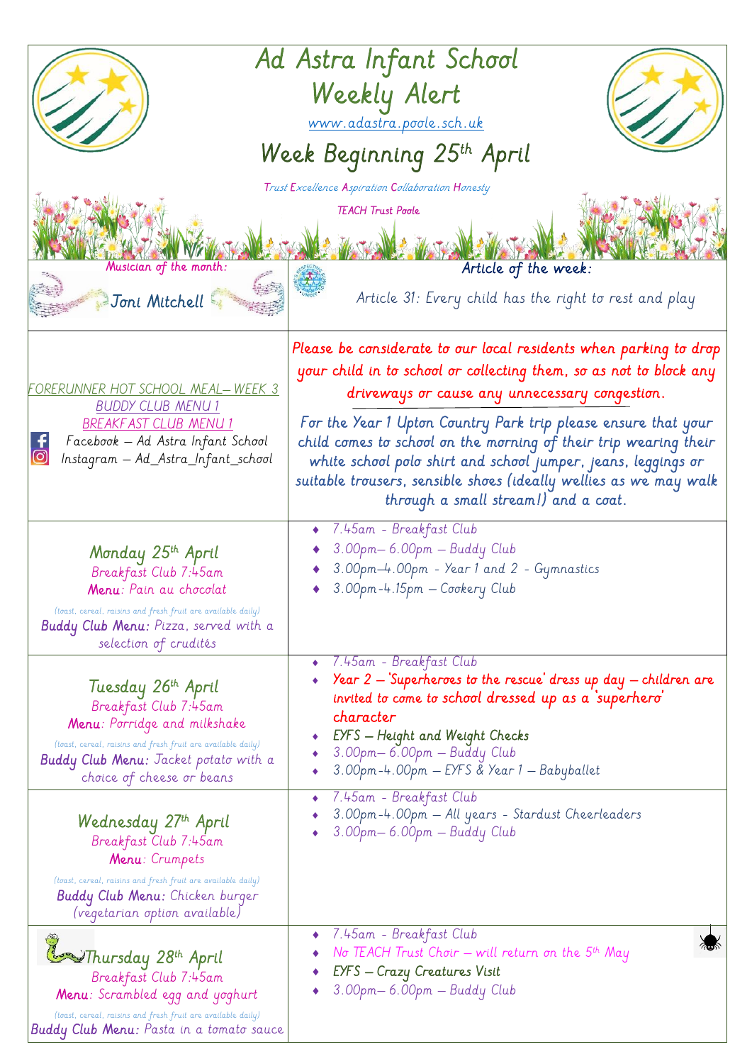# Ad Astra Infant School
# Weekly Alert

www.adastra.poole.sch.uk

## Week Beginning 25th April

Trust Excellence Aspiration Collaboration Honesty

TEACH Trust Poole

| | |
|---|---|
| Musician of the month: Joni Mitchell | **Article of the week:** Article 31: Every child has the right to rest and play |
| FORERUNNER HOT SCHOOL MEAL– WEEK 3<br>BUDDY CLUB MENU 1<br>BREAKFAST CLUB MENU 1<br>Facebook – Ad Astra Infant School<br>Instagram – Ad_Astra_Infant_school | Please be considerate to our local residents when parking to drop your child in to school or collecting them, so as not to block any driveways or cause any unnecessary congestion.<br><br>For the Year 1 Upton Country Park trip please ensure that your child comes to school on the morning of their trip wearing their white school polo shirt and school jumper, jeans, leggings or suitable trousers, sensible shoes (ideally wellies as we may walk through a small stream!) and a coat. |
| **Monday 25th April**<br>Breakfast Club 7:45am<br>**Menu**: Pain au chocolat<br>(toast, cereal, raisins and fresh fruit are available daily)<br>**Buddy Club Menu:** Pizza, served with a selection of crudités | • 7.45am - Breakfast Club<br>• 3.00pm– 6.00pm – Buddy Club<br>• 3.00pm–4.00pm - Year 1 and 2 - Gymnastics<br>• 3.00pm-4.15pm – Cookery Club |
| **Tuesday 26th April**<br>Breakfast Club 7:45am<br>**Menu**: Porridge and milkshake<br>(toast, cereal, raisins and fresh fruit are available daily)<br>**Buddy Club Menu:** Jacket potato with a choice of cheese or beans | • 7.45am - Breakfast Club<br>• Year 2 – 'Superheroes to the rescue' dress up day – children are invited to come to school dressed up as a 'superhero' character<br>• EYFS – Height and Weight Checks<br>• 3.00pm– 6.00pm – Buddy Club<br>• 3.00pm-4.00pm – EYFS & Year 1 – Babyballet |
| **Wednesday 27th April**<br>Breakfast Club 7:45am<br>**Menu**: Crumpets<br>(toast, cereal, raisins and fresh fruit are available daily)<br>**Buddy Club Menu:** Chicken burger (vegetarian option available) | • 7.45am - Breakfast Club<br>• 3.00pm-4.00pm – All years - Stardust Cheerleaders<br>• 3.00pm– 6.00pm – Buddy Club |
| **Thursday 28th April**<br>Breakfast Club 7:45am<br>**Menu**: Scrambled egg and yoghurt<br>(toast, cereal, raisins and fresh fruit are available daily)<br>**Buddy Club Menu:** Pasta in a tomato sauce | • 7.45am - Breakfast Club<br>• No TEACH Trust Choir – will return on the 5th May<br>• EYFS – Crazy Creatures Visit<br>• 3.00pm– 6.00pm – Buddy Club |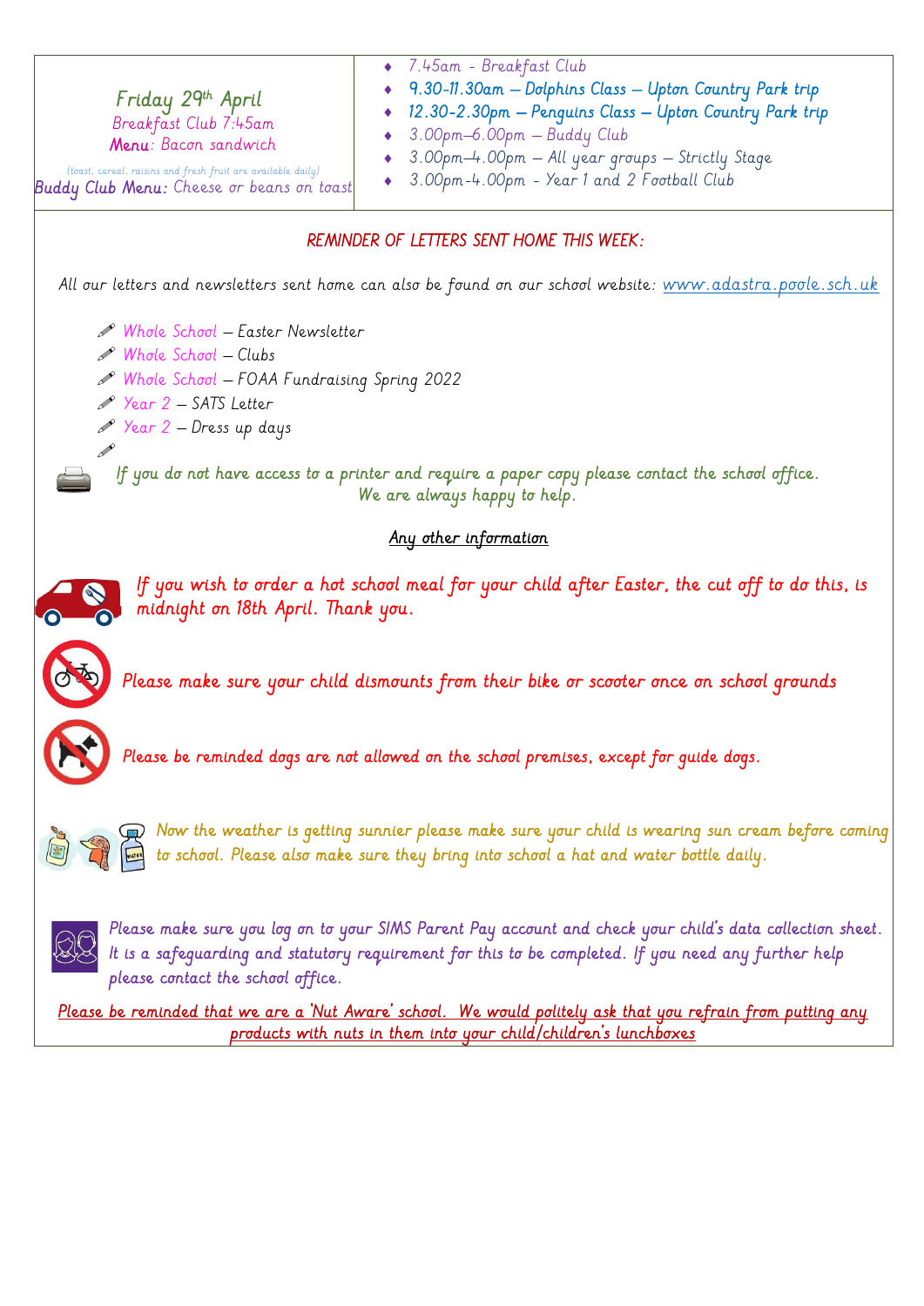| | |
|---|---|
| **Friday 29th April**<br>Breakfast Club 7:45am<br>**Menu**: Bacon sandwich<br>(toast, cereal, raisins and fresh fruit are available daily)<br>**Buddy Club Menu:** Cheese or beans on toast | - 7.45am - Breakfast Club<br>- 9.30-11.30am – Dolphins Class – Upton Country Park trip<br>- 12.30-2.30pm – Penguins Class – Upton Country Park trip<br>- 3.00pm–6.00pm – Buddy Club<br>- 3.00pm–4.00pm – All year groups – Strictly Stage<br>- 3.00pm-4.00pm - Year 1 and 2 Football Club |

## REMINDER OF LETTERS SENT HOME THIS WEEK:

All our letters and newsletters sent home can also be found on our school website: www.adastra.poole.sch.uk

- Whole School – Easter Newsletter
- Whole School – Clubs
- Whole School – FOAA Fundraising Spring 2022
- Year 2 – SATS Letter
- Year 2 – Dress up days

If you do not have access to a printer and require a paper copy please contact the school office. We are always happy to help.

## Any other information

If you wish to order a hot school meal for your child after Easter, the cut off to do this, is midnight on 18th April. Thank you.

Please make sure your child dismounts from their bike or scooter once on school grounds

Please be reminded dogs are not allowed on the school premises, except for guide dogs.

Now the weather is getting sunnier please make sure your child is wearing sun cream before coming to school. Please also make sure they bring into school a hat and water bottle daily.

Please make sure you log on to your SIMS Parent Pay account and check your child's data collection sheet. It is a safeguarding and statutory requirement for this to be completed. If you need any further help please contact the school office.

Please be reminded that we are a 'Nut Aware' school. We would politely ask that you refrain from putting any products with nuts in them into your child/children's lunchboxes